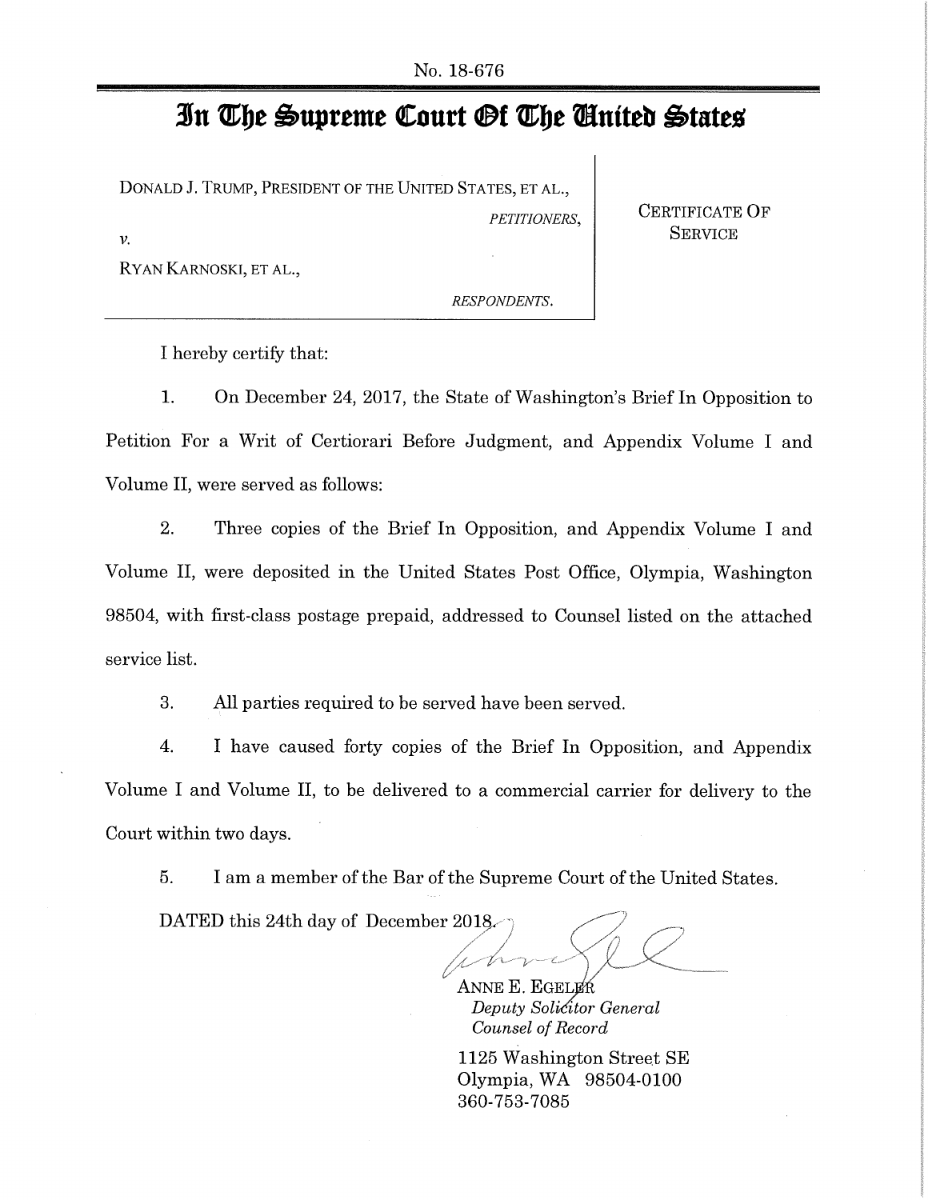No. 18-676

# In The Supreme Court Of The United States

DONALD J. TRUMP, PRESIDENT OF THE UNITED STATES, ET AL.,

*PETITIONERS,*

*v.*

RYAN KARNOSKI, ET AL.,

*RESPONDENTS.*

CERTIFICATE OF SERVICE

I hereby certify that:

1. On December 24, 2017, the State of Washington's Brief In Opposition to Petition For a Writ of Certiorari Before Judgment, and Appendix Volume I and Volume II, were served as follows:

2. Three copies of the Brief In Opposition, and Appendix Volume I and Volume II, were deposited in the United States Post Office, Olympia, Washington 98504, with first-class postage prepaid, addressed to Counsel listed on the attached service list.

3. All parties required to be served have been served.

4. I have caused forty copies of the Brief In Opposition, and Appendix Volume I and Volume II, to be delivered to a commercial carrier for delivery to the Court within two days.

5. I am a member of the Bar of the Supreme Court of the United States.

DATED this 24th day of December 2018.

ANNE E. EGELER
*Deputy Solicitor General*
*Counsel of Record*

1125 Washington Street SE
Olympia, WA 98504-0100
360-753-7085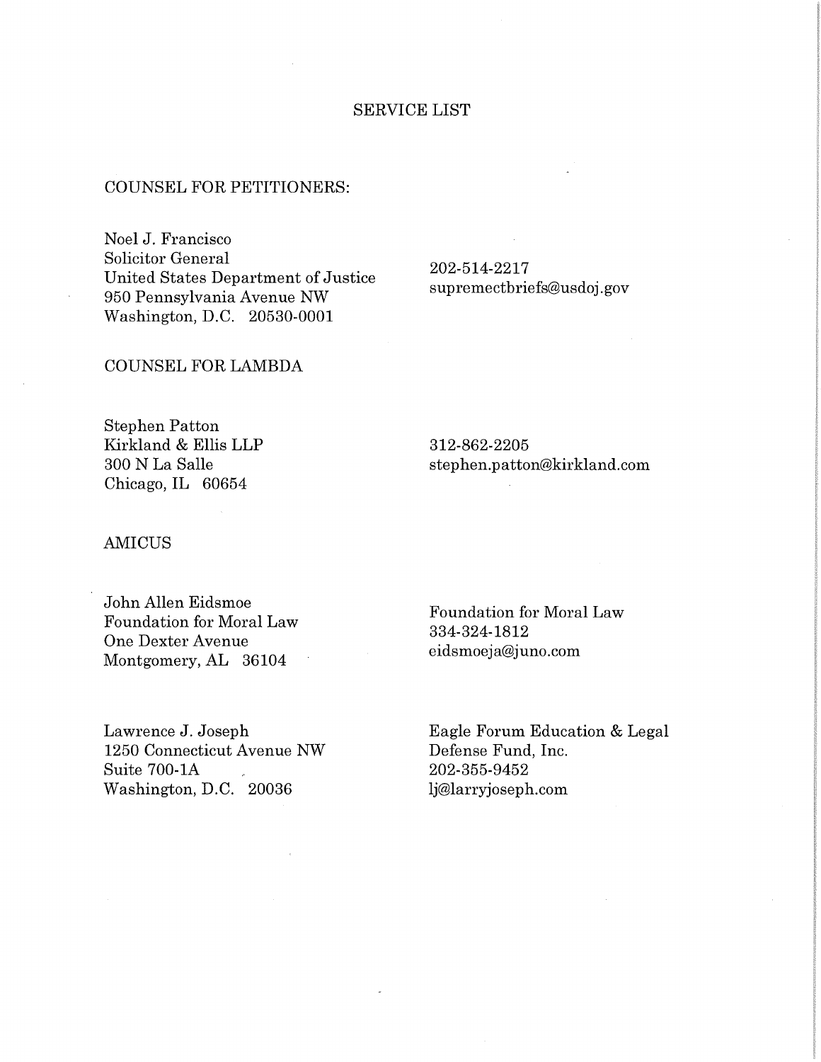# SERVICE LIST

## COUNSEL FOR PETITIONERS:

Noel J. Francisco
Solicitor General
United States Department of Justice
950 Pennsylvania Avenue NW
Washington, D.C. 20530-0001

202-514-2217
supremectbriefs@usdoj.gov

## COUNSEL FOR LAMBDA

Stephen Patton
Kirkland & Ellis LLP
300 N La Salle
Chicago, IL 60654

312-862-2205
stephen.patton@kirkland.com

## AMICUS

John Allen Eidsmoe
Foundation for Moral Law
One Dexter Avenue
Montgomery, AL 36104

Foundation for Moral Law
334-324-1812
eidsmoeja@juno.com

Lawrence J. Joseph
1250 Connecticut Avenue NW
Suite 700-1A
Washington, D.C. 20036

Eagle Forum Education & Legal Defense Fund, Inc.
202-355-9452
lj@larryjoseph.com